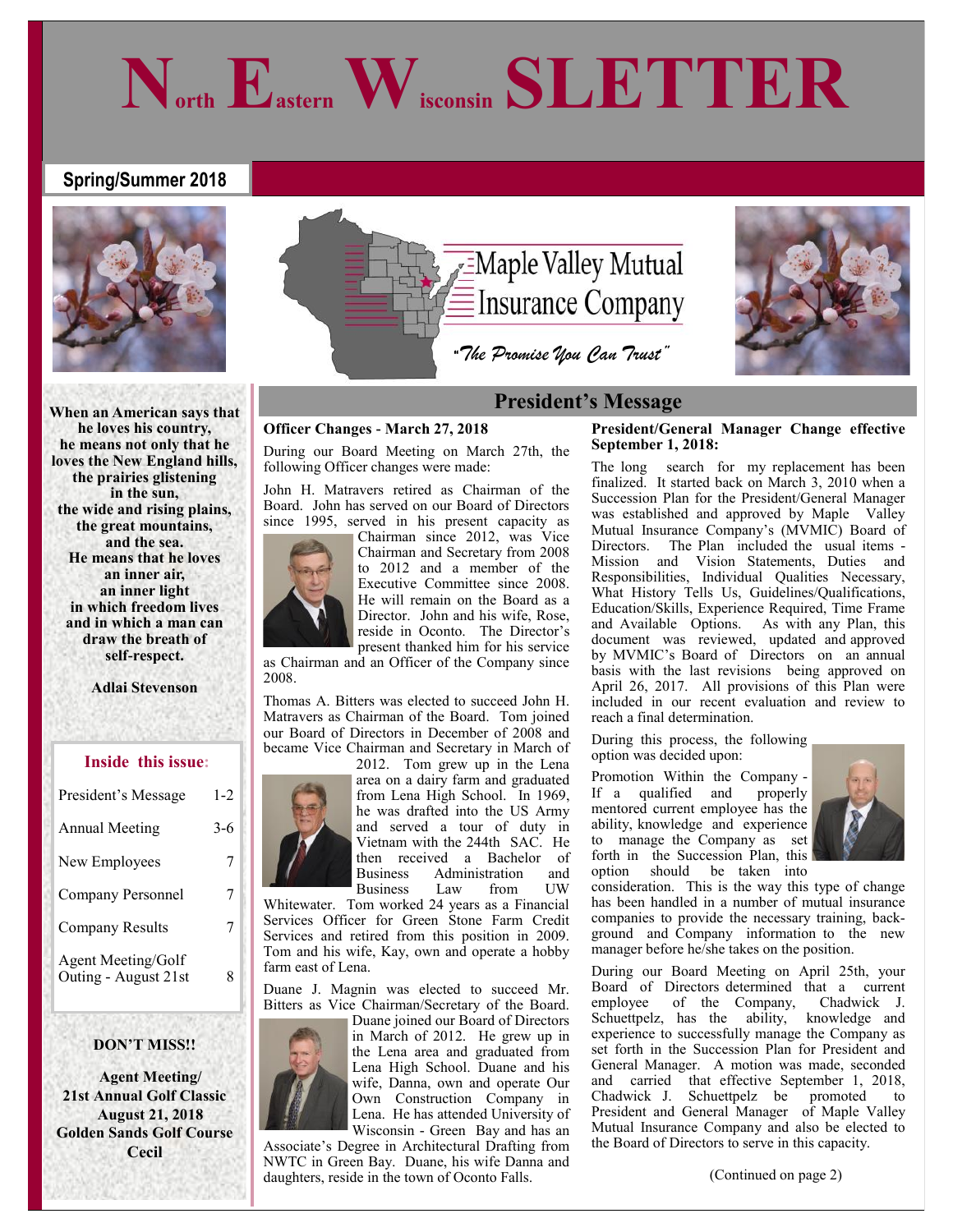# North Eastern Wisconsin SLETTER

**Spring/Summer 2018**

Maple Valley Mutual Insurance Company

*"The Promise You Can Trust"*

**When an American says that he loves his country, he means not only that he loves the New England hills, the prairies glistening in the sun, the wide and rising plains, the great mountains, and the sea. He means that he loves an inner air, an inner light in which freedom lives and in which a man can draw the breath of self-respect.**

**Adlai Stevenson**

### Inside this issue:

| | |
|---|---|
| President's Message | 1-2 |
| Annual Meeting | 3-6 |
| New Employees | 7 |
| Company Personnel | 7 |
| Company Results | 7 |
| Agent Meeting/Golf Outing - August 21st | 8 |

**DON'T MISS!!**

**Agent Meeting/ 21st Annual Golf Classic August 21, 2018 Golden Sands Golf Course Cecil**

## President's Message

**Officer Changes - March 27, 2018**

During our Board Meeting on March 27th, the following Officer changes were made:

John H. Matravers retired as Chairman of the Board. John has served on our Board of Directors since 1995, served in his present capacity as Chairman since 2012, was Vice Chairman and Secretary from 2008 to 2012 and a member of the Executive Committee since 2008. He will remain on the Board as a Director. John and his wife, Rose, reside in Oconto. The Director's present thanked him for his service as Chairman and an Officer of the Company since 2008.

Thomas A. Bitters was elected to succeed John H. Matravers as Chairman of the Board. Tom joined our Board of Directors in December of 2008 and became Vice Chairman and Secretary in March of 2012. Tom grew up in the Lena area on a dairy farm and graduated from Lena High School. In 1969, he was drafted into the US Army and served a tour of duty in Vietnam with the 244th SAC. He then received a Bachelor of Business Administration and Business Law from UW Whitewater. Tom worked 24 years as a Financial Services Officer for Green Stone Farm Credit Services and retired from this position in 2009. Tom and his wife, Kay, own and operate a hobby farm east of Lena.

Duane J. Magnin was elected to succeed Mr. Bitters as Vice Chairman/Secretary of the Board. Duane joined our Board of Directors in March of 2012. He grew up in the Lena area and graduated from Lena High School. Duane and his wife, Danna, own and operate Our Own Construction Company in Lena. He has attended University of Wisconsin - Green Bay and has an Associate's Degree in Architectural Drafting from NWTC in Green Bay. Duane, his wife Danna and daughters, reside in the town of Oconto Falls.

**President/General Manager Change effective September 1, 2018:**

The long search for my replacement has been finalized. It started back on March 3, 2010 when a Succession Plan for the President/General Manager was established and approved by Maple Valley Mutual Insurance Company's (MVMIC) Board of Directors. The Plan included the usual items - Mission and Vision Statements, Duties and Responsibilities, Individual Qualities Necessary, What History Tells Us, Guidelines/Qualifications, Education/Skills, Experience Required, Time Frame and Available Options. As with any Plan, this document was reviewed, updated and approved by MVMIC's Board of Directors on an annual basis with the last revisions being approved on April 26, 2017. All provisions of this Plan were included in our recent evaluation and review to reach a final determination.

During this process, the following option was decided upon:

Promotion Within the Company - If a qualified and properly mentored current employee has the ability, knowledge and experience to manage the Company as set forth in the Succession Plan, this option should be taken into consideration. This is the way this type of change has been handled in a number of mutual insurance companies to provide the necessary training, background and Company information to the new manager before he/she takes on the position.

During our Board Meeting on April 25th, your Board of Directors determined that a current employee of the Company, Chadwick J. Schuettpelz, has the ability, knowledge and experience to successfully manage the Company as set forth in the Succession Plan for President and General Manager. A motion was made, seconded and carried that effective September 1, 2018, Chadwick J. Schuettpelz be promoted to President and General Manager of Maple Valley Mutual Insurance Company and also be elected to the Board of Directors to serve in this capacity.

(Continued on page 2)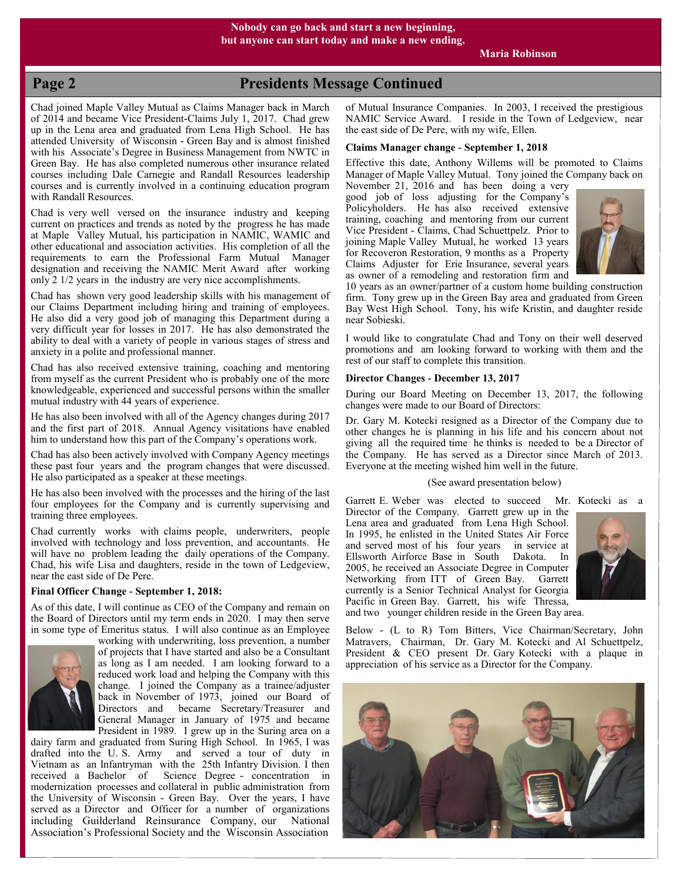**Nobody can go back and start a new beginning,**
**but anyone can start today and make a new ending.**

**Maria Robinson**

## Presidents Message Continued

Chad joined Maple Valley Mutual as Claims Manager back in March of 2014 and became Vice President-Claims July 1, 2017. Chad grew up in the Lena area and graduated from Lena High School. He has attended University of Wisconsin - Green Bay and is almost finished with his Associate's Degree in Business Management from NWTC in Green Bay. He has also completed numerous other insurance related courses including Dale Carnegie and Randall Resources leadership courses and is currently involved in a continuing education program with Randall Resources.

Chad is very well versed on the insurance industry and keeping current on practices and trends as noted by the progress he has made at Maple Valley Mutual, his participation in NAMIC, WAMIC and other educational and association activities. His completion of all the requirements to earn the Professional Farm Mutual Manager designation and receiving the NAMIC Merit Award after working only 2 1/2 years in the industry are very nice accomplishments.

Chad has shown very good leadership skills with his management of our Claims Department including hiring and training of employees. He also did a very good job of managing this Department during a very difficult year for losses in 2017. He has also demonstrated the ability to deal with a variety of people in various stages of stress and anxiety in a polite and professional manner.

Chad has also received extensive training, coaching and mentoring from myself as the current President who is probably one of the more knowledgeable, experienced and successful persons within the smaller mutual industry with 44 years of experience.

He has also been involved with all of the Agency changes during 2017 and the first part of 2018. Annual Agency visitations have enabled him to understand how this part of the Company's operations work.

Chad has also been actively involved with Company Agency meetings these past four years and the program changes that were discussed. He also participated as a speaker at these meetings.

He has also been involved with the processes and the hiring of the last four employees for the Company and is currently supervising and training three employees.

Chad currently works with claims people, underwriters, people involved with technology and loss prevention, and accountants. He will have no problem leading the daily operations of the Company. Chad, his wife Lisa and daughters, reside in the town of Ledgeview, near the east side of De Pere.

**Final Officer Change - September 1, 2018:**

As of this date, I will continue as CEO of the Company and remain on the Board of Directors until my term ends in 2020. I may then serve in some type of Emeritus status. I will also continue as an Employee working with underwriting, loss prevention, a number of projects that I have started and also be a Consultant as long as I am needed. I am looking forward to a reduced work load and helping the Company with this change. I joined the Company as a trainee/adjuster back in November of 1973, joined our Board of Directors and became Secretary/Treasurer and General Manager in January of 1975 and became President in 1989. I grew up in the Suring area on a dairy farm and graduated from Suring High School. In 1965, I was drafted into the U. S. Army and served a tour of duty in Vietnam as an Infantryman with the 25th Infantry Division. I then received a Bachelor of Science Degree - concentration in modernization processes and collateral in public administration from the University of Wisconsin - Green Bay. Over the years, I have served as a Director and Officer for a number of organizations including Guilderland Reinsurance Company, our National Association's Professional Society and the Wisconsin Association of Mutual Insurance Companies. In 2003, I received the prestigious NAMIC Service Award. I reside in the Town of Ledgeview, near the east side of De Pere, with my wife, Ellen.

**Claims Manager change - September 1, 2018**

Effective this date, Anthony Willems will be promoted to Claims Manager of Maple Valley Mutual. Tony joined the Company back on November 21, 2016 and has been doing a very good job of loss adjusting for the Company's Policyholders. He has also received extensive training, coaching and mentoring from our current Vice President - Claims, Chad Schuettpelz. Prior to joining Maple Valley Mutual, he worked 13 years for Recoveron Restoration, 9 months as a Property Claims Adjuster for Erie Insurance, several years as owner of a remodeling and restoration firm and 10 years as an owner/partner of a custom home building construction firm. Tony grew up in the Green Bay area and graduated from Green Bay West High School. Tony, his wife Kristin, and daughter reside near Sobieski.

I would like to congratulate Chad and Tony on their well deserved promotions and am looking forward to working with them and the rest of our staff to complete this transition.

**Director Changes - December 13, 2017**

During our Board Meeting on December 13, 2017, the following changes were made to our Board of Directors:

Dr. Gary M. Kotecki resigned as a Director of the Company due to other changes he is planning in his life and his concern about not giving all the required time he thinks is needed to be a Director of the Company. He has served as a Director since March of 2013. Everyone at the meeting wished him well in the future.

(See award presentation below)

Garrett E. Weber was elected to succeed Mr. Kotecki as a Director of the Company. Garrett grew up in the Lena area and graduated from Lena High School. In 1995, he enlisted in the United States Air Force and served most of his four years in service at Ellsworth Airforce Base in South Dakota. In 2005, he received an Associate Degree in Computer Networking from ITT of Green Bay. Garrett currently is a Senior Technical Analyst for Georgia Pacific in Green Bay. Garrett, his wife Thressa, and two younger children reside in the Green Bay area.

Below - (L to R) Tom Bitters, Vice Chairman/Secretary, John Matravers, Chairman, Dr. Gary M. Kotecki and Al Schuettpelz, President & CEO present Dr. Gary Kotecki with a plaque in appreciation of his service as a Director for the Company.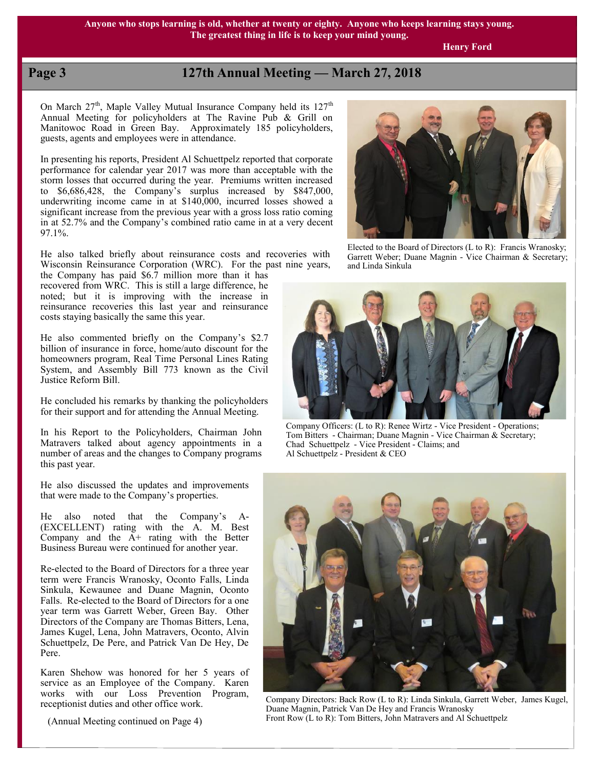**Anyone who stops learning is old, whether at twenty or eighty. Anyone who keeps learning stays young. The greatest thing in life is to keep your mind young.**

**Henry Ford**

## 127th Annual Meeting — March 27, 2018

On March 27th, Maple Valley Mutual Insurance Company held its 127th Annual Meeting for policyholders at The Ravine Pub & Grill on Manitowoc Road in Green Bay. Approximately 185 policyholders, guests, agents and employees were in attendance.

In presenting his reports, President Al Schuettpelz reported that corporate performance for calendar year 2017 was more than acceptable with the storm losses that occurred during the year. Premiums written increased to $6,686,428, the Company's surplus increased by $847,000, underwriting income came in at $140,000, incurred losses showed a significant increase from the previous year with a gross loss ratio coming in at 52.7% and the Company's combined ratio came in at a very decent 97.1%.

He also talked briefly about reinsurance costs and recoveries with Wisconsin Reinsurance Corporation (WRC). For the past nine years, the Company has paid $6.7 million more than it has recovered from WRC. This is still a large difference, he noted; but it is improving with the increase in reinsurance recoveries this last year and reinsurance costs staying basically the same this year.

He also commented briefly on the Company's $2.7 billion of insurance in force, home/auto discount for the homeowners program, Real Time Personal Lines Rating System, and Assembly Bill 773 known as the Civil Justice Reform Bill.

He concluded his remarks by thanking the policyholders for their support and for attending the Annual Meeting.

In his Report to the Policyholders, Chairman John Matravers talked about agency appointments in a number of areas and the changes to Company programs this past year.

He also discussed the updates and improvements that were made to the Company's properties.

He also noted that the Company's A- (EXCELLENT) rating with the A. M. Best Company and the A+ rating with the Better Business Bureau were continued for another year.

Re-elected to the Board of Directors for a three year term were Francis Wranosky, Oconto Falls, Linda Sinkula, Kewaunee and Duane Magnin, Oconto Falls. Re-elected to the Board of Directors for a one year term was Garrett Weber, Green Bay. Other Directors of the Company are Thomas Bitters, Lena, James Kugel, Lena, John Matravers, Oconto, Alvin Schuettpelz, De Pere, and Patrick Van De Hey, De Pere.

Karen Shehow was honored for her 5 years of service as an Employee of the Company. Karen works with our Loss Prevention Program, receptionist duties and other office work.

(Annual Meeting continued on Page 4)

Elected to the Board of Directors (L to R): Francis Wranosky; Garrett Weber; Duane Magnin - Vice Chairman & Secretary; and Linda Sinkula

Company Officers: (L to R): Renee Wirtz - Vice President - Operations; Tom Bitters - Chairman; Duane Magnin - Vice Chairman & Secretary; Chad Schuettpelz - Vice President - Claims; and Al Schuettpelz - President & CEO

Company Directors: Back Row (L to R): Linda Sinkula, Garrett Weber, James Kugel, Duane Magnin, Patrick Van De Hey and Francis Wranosky
Front Row (L to R): Tom Bitters, John Matravers and Al Schuettpelz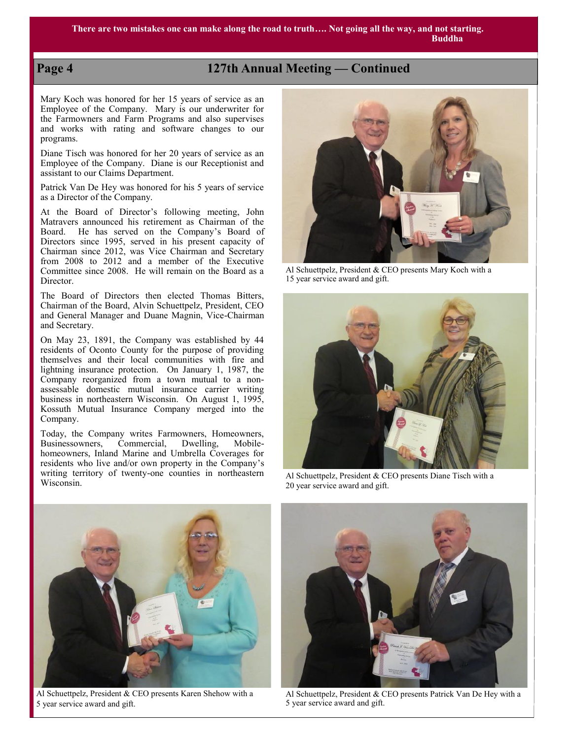There are two mistakes one can make along the road to truth…. Not going all the way, and not starting.
Buddha

## 127th Annual Meeting — Continued

Mary Koch was honored for her 15 years of service as an Employee of the Company. Mary is our underwriter for the Farmowners and Farm Programs and also supervises and works with rating and software changes to our programs.

Diane Tisch was honored for her 20 years of service as an Employee of the Company. Diane is our Receptionist and assistant to our Claims Department.

Patrick Van De Hey was honored for his 5 years of service as a Director of the Company.

At the Board of Director's following meeting, John Matravers announced his retirement as Chairman of the Board. He has served on the Company's Board of Directors since 1995, served in his present capacity of Chairman since 2012, was Vice Chairman and Secretary from 2008 to 2012 and a member of the Executive Committee since 2008. He will remain on the Board as a Director.

The Board of Directors then elected Thomas Bitters, Chairman of the Board, Alvin Schuettpelz, President, CEO and General Manager and Duane Magnin, Vice-Chairman and Secretary.

On May 23, 1891, the Company was established by 44 residents of Oconto County for the purpose of providing themselves and their local communities with fire and lightning insurance protection. On January 1, 1987, the Company reorganized from a town mutual to a non-assessable domestic mutual insurance carrier writing business in northeastern Wisconsin. On August 1, 1995, Kossuth Mutual Insurance Company merged into the Company.

Today, the Company writes Farmowners, Homeowners, Businessowners, Commercial, Dwelling, Mobile-homeowners, Inland Marine and Umbrella Coverages for residents who live and/or own property in the Company's writing territory of twenty-one counties in northeastern Wisconsin.

Al Schuettpelz, President & CEO presents Mary Koch with a 15 year service award and gift.

Al Schuettpelz, President & CEO presents Diane Tisch with a 20 year service award and gift.

Al Schuettpelz, President & CEO presents Karen Shehow with a 5 year service award and gift.

Al Schuettpelz, President & CEO presents Patrick Van De Hey with a 5 year service award and gift.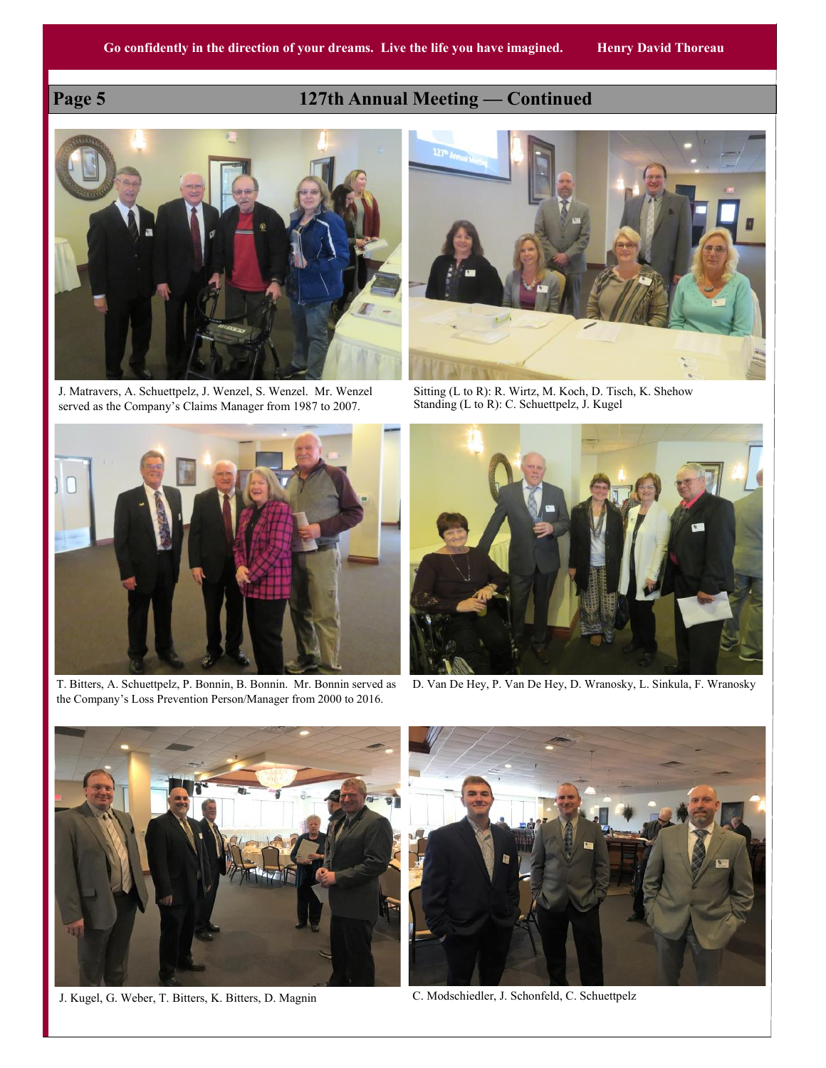Go confidently in the direction of your dreams. Live the life you have imagined. Henry David Thoreau

## 127th Annual Meeting — Continued

J. Matravers, A. Schuettpelz, J. Wenzel, S. Wenzel. Mr. Wenzel served as the Company's Claims Manager from 1987 to 2007.

Sitting (L to R): R. Wirtz, M. Koch, D. Tisch, K. Shehow
Standing (L to R): C. Schuettpelz, J. Kugel

T. Bitters, A. Schuettpelz, P. Bonnin, B. Bonnin. Mr. Bonnin served as the Company's Loss Prevention Person/Manager from 2000 to 2016.

D. Van De Hey, P. Van De Hey, D. Wranosky, L. Sinkula, F. Wranosky

J. Kugel, G. Weber, T. Bitters, K. Bitters, D. Magnin

C. Modschiedler, J. Schonfeld, C. Schuettpelz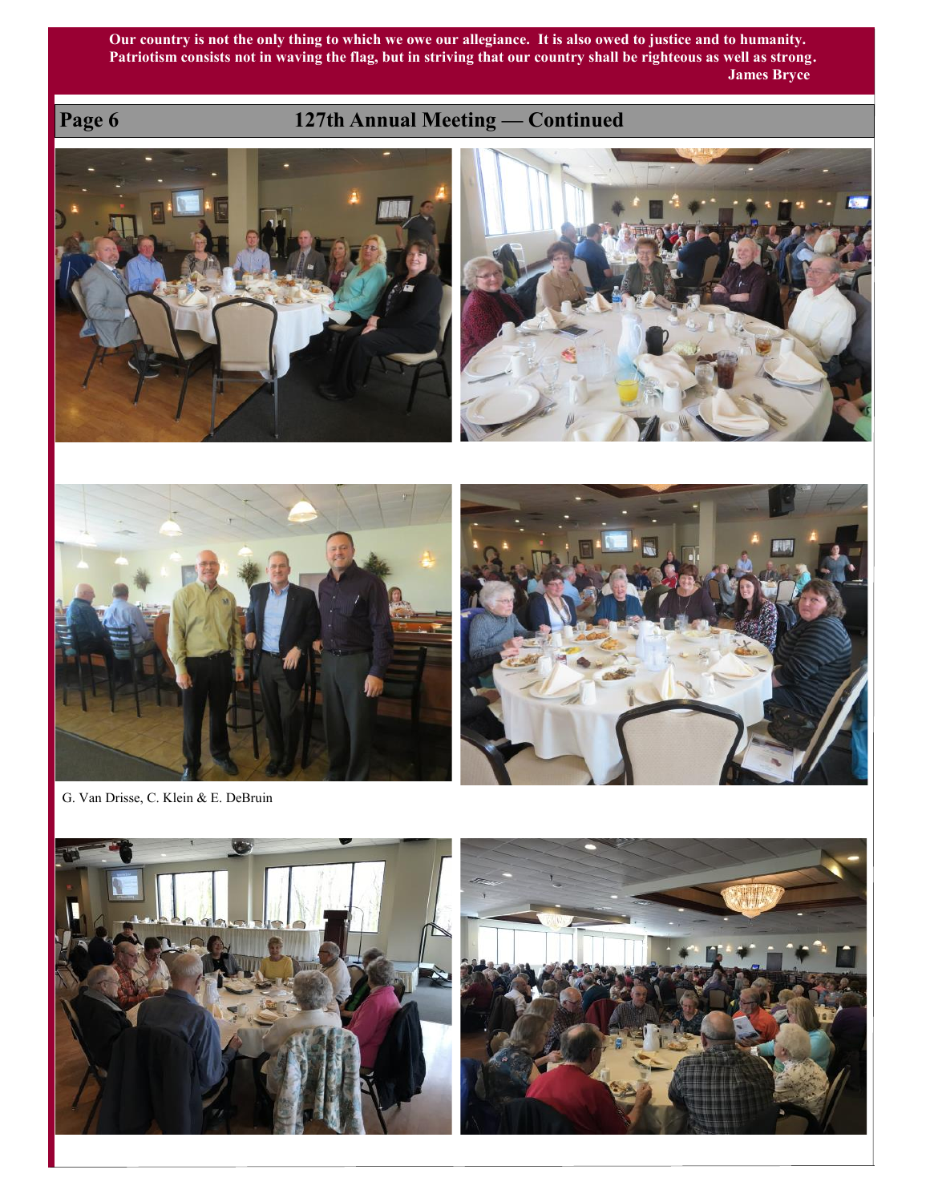Our country is not the only thing to which we owe our allegiance. It is also owed to justice and to humanity. Patriotism consists not in waving the flag, but in striving that our country shall be righteous as well as strong.
James Bryce

## 127th Annual Meeting — Continued

G. Van Drisse, C. Klein & E. DeBruin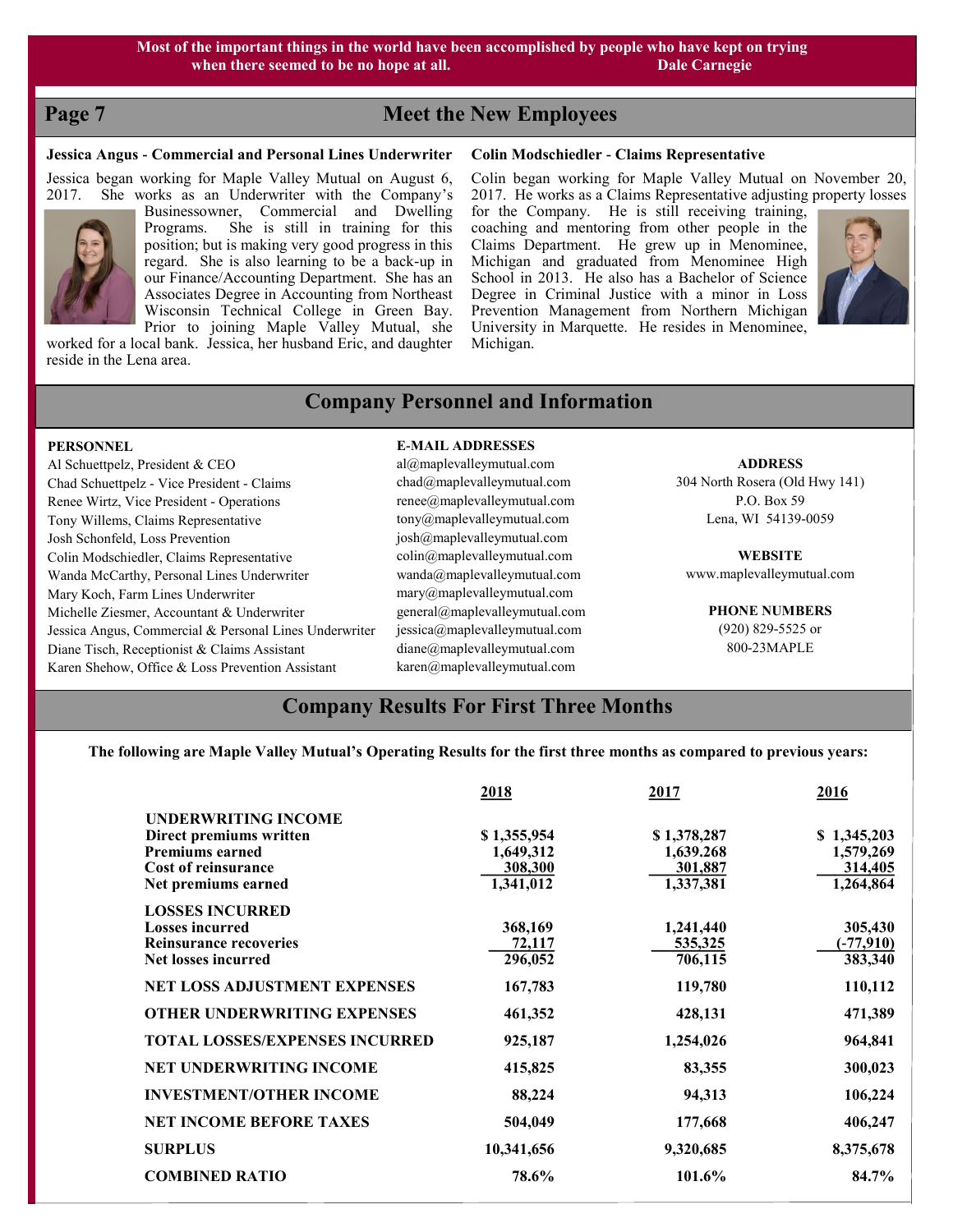Most of the important things in the world have been accomplished by people who have kept on trying when there seemed to be no hope at all. Dale Carnegie

## Meet the New Employees

### Jessica Angus - Commercial and Personal Lines Underwriter

Jessica began working for Maple Valley Mutual on August 6, 2017. She works as an Underwriter with the Company's Businessowner, Commercial and Dwelling Programs. She is still in training for this position; but is making very good progress in this regard. She is also learning to be a back-up in our Finance/Accounting Department. She has an Associates Degree in Accounting from Northeast Wisconsin Technical College in Green Bay. Prior to joining Maple Valley Mutual, she worked for a local bank. Jessica, her husband Eric, and daughter reside in the Lena area.

### Colin Modschiedler - Claims Representative

Colin began working for Maple Valley Mutual on November 20, 2017. He works as a Claims Representative adjusting property losses for the Company. He is still receiving training, coaching and mentoring from other people in the Claims Department. He grew up in Menominee, Michigan and graduated from Menominee High School in 2013. He also has a Bachelor of Science Degree in Criminal Justice with a minor in Loss Prevention Management from Northern Michigan University in Marquette. He resides in Menominee, Michigan.

## Company Personnel and Information

| PERSONNEL | E-MAIL ADDRESSES |
|---|---|
| Al Schuettpelz, President & CEO | al@maplevalleymutual.com |
| Chad Schuettpelz - Vice President - Claims | chad@maplevalleymutual.com |
| Renee Wirtz, Vice President - Operations | renee@maplevalleymutual.com |
| Tony Willems, Claims Representative | tony@maplevalleymutual.com |
| Josh Schonfeld, Loss Prevention | josh@maplevalleymutual.com |
| Colin Modschiedler, Claims Representative | colin@maplevalleymutual.com |
| Wanda McCarthy, Personal Lines Underwriter | wanda@maplevalleymutual.com |
| Mary Koch, Farm Lines Underwriter | mary@maplevalleymutual.com |
| Michelle Ziesmer, Accountant & Underwriter | general@maplevalleymutual.com |
| Jessica Angus, Commercial & Personal Lines Underwriter | jessica@maplevalleymutual.com |
| Diane Tisch, Receptionist & Claims Assistant | diane@maplevalleymutual.com |
| Karen Shehow, Office & Loss Prevention Assistant | karen@maplevalleymutual.com |

**ADDRESS**
304 North Rosera (Old Hwy 141)
P.O. Box 59
Lena, WI 54139-0059

**WEBSITE**
www.maplevalleymutual.com

**PHONE NUMBERS**
(920) 829-5525 or
800-23MAPLE

## Company Results For First Three Months

**The following are Maple Valley Mutual's Operating Results for the first three months as compared to previous years:**

| | 2018 | 2017 | 2016 |
|---|---|---|---|
| **UNDERWRITING INCOME** | | | |
| **Direct premiums written** | **$ 1,355,954** | **$ 1,378,287** | **$ 1,345,203** |
| **Premiums earned** | **1,649,312** | **1,639.268** | **1,579,269** |
| **Cost of reinsurance** | **308,300** | **301,887** | **314,405** |
| **Net premiums earned** | **1,341,012** | **1,337,381** | **1,264,864** |
| **LOSSES INCURRED** | | | |
| **Losses incurred** | **368,169** | **1,241,440** | **305,430** |
| **Reinsurance recoveries** | **72,117** | **535,325** | **(-77,910)** |
| **Net losses incurred** | **296,052** | **706,115** | **383,340** |
| **NET LOSS ADJUSTMENT EXPENSES** | **167,783** | **119,780** | **110,112** |
| **OTHER UNDERWRITING EXPENSES** | **461,352** | **428,131** | **471,389** |
| **TOTAL LOSSES/EXPENSES INCURRED** | **925,187** | **1,254,026** | **964,841** |
| **NET UNDERWRITING INCOME** | **415,825** | **83,355** | **300,023** |
| **INVESTMENT/OTHER INCOME** | **88,224** | **94,313** | **106,224** |
| **NET INCOME BEFORE TAXES** | **504,049** | **177,668** | **406,247** |
| **SURPLUS** | **10,341,656** | **9,320,685** | **8,375,678** |
| **COMBINED RATIO** | **78.6%** | **101.6%** | **84.7%** |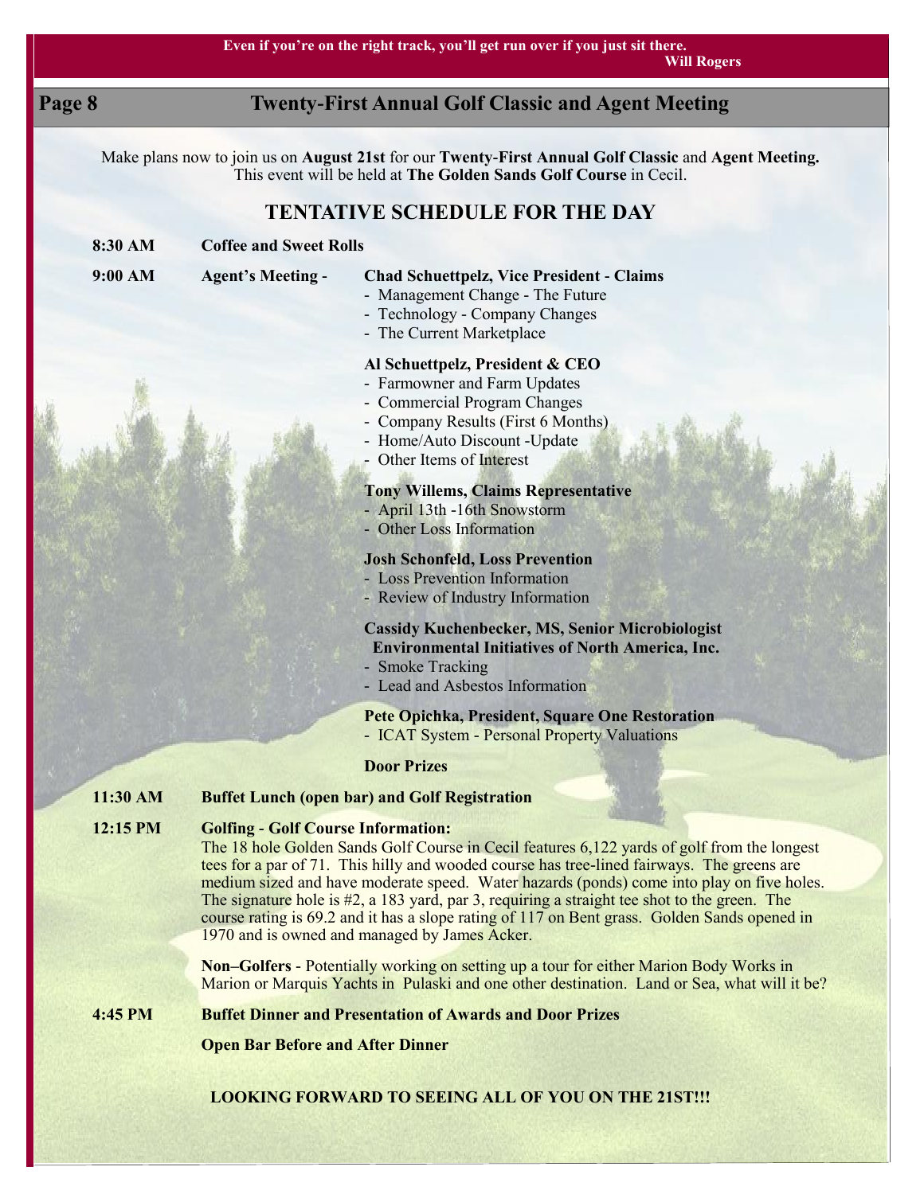Even if you're on the right track, you'll get run over if you just sit there.
Will Rogers

## Twenty-First Annual Golf Classic and Agent Meeting

Make plans now to join us on **August 21st** for our **Twenty-First Annual Golf Classic** and **Agent Meeting.** This event will be held at **The Golden Sands Golf Course** in Cecil.

### TENTATIVE SCHEDULE FOR THE DAY

**8:30 AM** **Coffee and Sweet Rolls**

**9:00 AM** **Agent's Meeting -**

**Chad Schuettpelz, Vice President - Claims**
- Management Change - The Future
- Technology - Company Changes
- The Current Marketplace

**Al Schuettpelz, President & CEO**
- Farmowner and Farm Updates
- Commercial Program Changes
- Company Results (First 6 Months)
- Home/Auto Discount -Update
- Other Items of Interest

**Tony Willems, Claims Representative**
- April 13th -16th Snowstorm
- Other Loss Information

**Josh Schonfeld, Loss Prevention**
- Loss Prevention Information
- Review of Industry Information

**Cassidy Kuchenbecker, MS, Senior Microbiologist**
**Environmental Initiatives of North America, Inc.**
- Smoke Tracking
- Lead and Asbestos Information

**Pete Opichka, President, Square One Restoration**
- ICAT System - Personal Property Valuations

**Door Prizes**

**11:30 AM** **Buffet Lunch (open bar) and Golf Registration**

**12:15 PM** **Golfing - Golf Course Information:**

The 18 hole Golden Sands Golf Course in Cecil features 6,122 yards of golf from the longest tees for a par of 71. This hilly and wooded course has tree-lined fairways. The greens are medium sized and have moderate speed. Water hazards (ponds) come into play on five holes. The signature hole is #2, a 183 yard, par 3, requiring a straight tee shot to the green. The course rating is 69.2 and it has a slope rating of 117 on Bent grass. Golden Sands opened in 1970 and is owned and managed by James Acker.

**Non–Golfers** - Potentially working on setting up a tour for either Marion Body Works in Marion or Marquis Yachts in Pulaski and one other destination. Land or Sea, what will it be?

**4:45 PM** **Buffet Dinner and Presentation of Awards and Door Prizes**

**Open Bar Before and After Dinner**

**LOOKING FORWARD TO SEEING ALL OF YOU ON THE 21ST!!!**